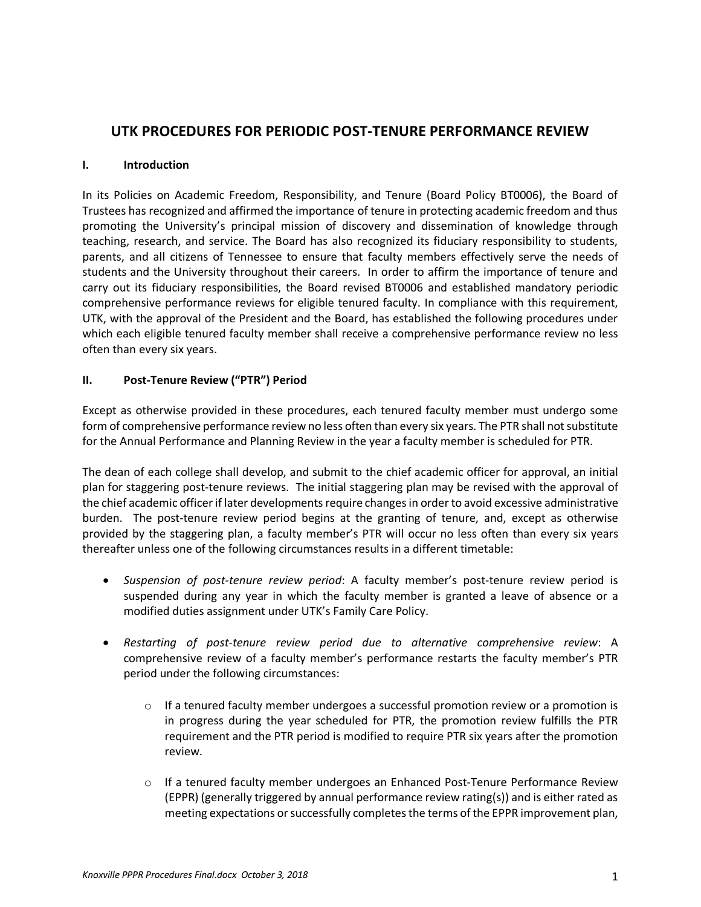# UTK PROCEDURES FOR PERIODIC POST-TENURE PERFORMANCE REVIEW

## I. Introduction

In its Policies on Academic Freedom, Responsibility, and Tenure (Board Policy BT0006), the Board of Trustees has recognized and affirmed the importance of tenure in protecting academic freedom and thus promoting the University's principal mission of discovery and dissemination of knowledge through teaching, research, and service. The Board has also recognized its fiduciary responsibility to students, parents, and all citizens of Tennessee to ensure that faculty members effectively serve the needs of students and the University throughout their careers. In order to affirm the importance of tenure and carry out its fiduciary responsibilities, the Board revised BT0006 and established mandatory periodic comprehensive performance reviews for eligible tenured faculty. In compliance with this requirement, UTK, with the approval of the President and the Board, has established the following procedures under which each eligible tenured faculty member shall receive a comprehensive performance review no less often than every six years.

## II. Post-Tenure Review ("PTR") Period

Except as otherwise provided in these procedures, each tenured faculty member must undergo some form of comprehensive performance review no less often than every six years. The PTR shall not substitute for the Annual Performance and Planning Review in the year a faculty member is scheduled for PTR.

The dean of each college shall develop, and submit to the chief academic officer for approval, an initial plan for staggering post-tenure reviews. The initial staggering plan may be revised with the approval of the chief academic officer if later developments require changes in order to avoid excessive administrative burden. The post-tenure review period begins at the granting of tenure, and, except as otherwise provided by the staggering plan, a faculty member's PTR will occur no less often than every six years thereafter unless one of the following circumstances results in a different timetable:

- *Suspension of post-tenure review period*: A faculty member's post-tenure review period is suspended during any year in which the faculty member is granted a leave of absence or a modified duties assignment under UTK's Family Care Policy.
- *Restarting of post-tenure review period due to alternative comprehensive review*: A comprehensive review of a faculty member's performance restarts the faculty member's PTR period under the following circumstances:
    - If a tenured faculty member undergoes a successful promotion review or a promotion is in progress during the year scheduled for PTR, the promotion review fulfills the PTR requirement and the PTR period is modified to require PTR six years after the promotion review.
    - If a tenured faculty member undergoes an Enhanced Post-Tenure Performance Review (EPPR) (generally triggered by annual performance review rating(s)) and is either rated as meeting expectations or successfully completes the terms of the EPPR improvement plan,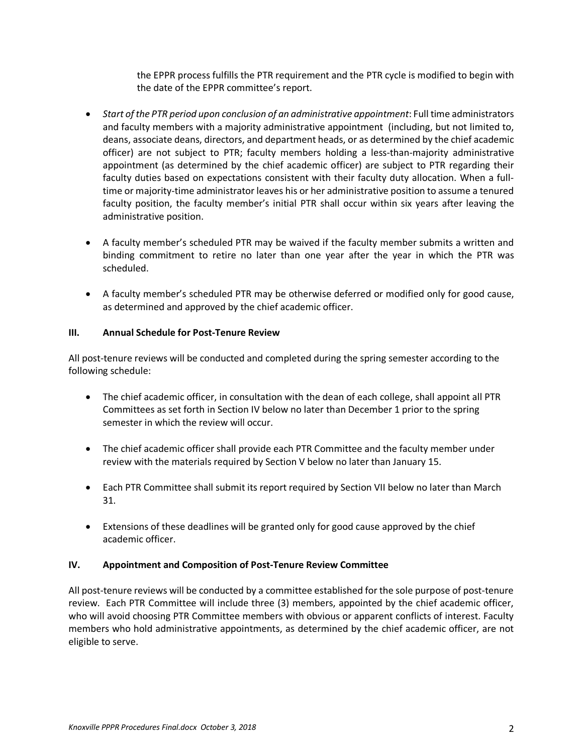the EPPR process fulfills the PTR requirement and the PTR cycle is modified to begin with the date of the EPPR committee's report.

- *Start of the PTR period upon conclusion of an administrative appointment*: Full time administrators and faculty members with a majority administrative appointment (including, but not limited to, deans, associate deans, directors, and department heads, or as determined by the chief academic officer) are not subject to PTR; faculty members holding a less-than-majority administrative appointment (as determined by the chief academic officer) are subject to PTR regarding their faculty duties based on expectations consistent with their faculty duty allocation. When a full-time or majority-time administrator leaves his or her administrative position to assume a tenured faculty position, the faculty member's initial PTR shall occur within six years after leaving the administrative position.

- A faculty member's scheduled PTR may be waived if the faculty member submits a written and binding commitment to retire no later than one year after the year in which the PTR was scheduled.

- A faculty member's scheduled PTR may be otherwise deferred or modified only for good cause, as determined and approved by the chief academic officer.

## III. Annual Schedule for Post-Tenure Review

All post-tenure reviews will be conducted and completed during the spring semester according to the following schedule:

- The chief academic officer, in consultation with the dean of each college, shall appoint all PTR Committees as set forth in Section IV below no later than December 1 prior to the spring semester in which the review will occur.

- The chief academic officer shall provide each PTR Committee and the faculty member under review with the materials required by Section V below no later than January 15.

- Each PTR Committee shall submit its report required by Section VII below no later than March 31.

- Extensions of these deadlines will be granted only for good cause approved by the chief academic officer.

## IV. Appointment and Composition of Post-Tenure Review Committee

All post-tenure reviews will be conducted by a committee established for the sole purpose of post-tenure review. Each PTR Committee will include three (3) members, appointed by the chief academic officer, who will avoid choosing PTR Committee members with obvious or apparent conflicts of interest. Faculty members who hold administrative appointments, as determined by the chief academic officer, are not eligible to serve.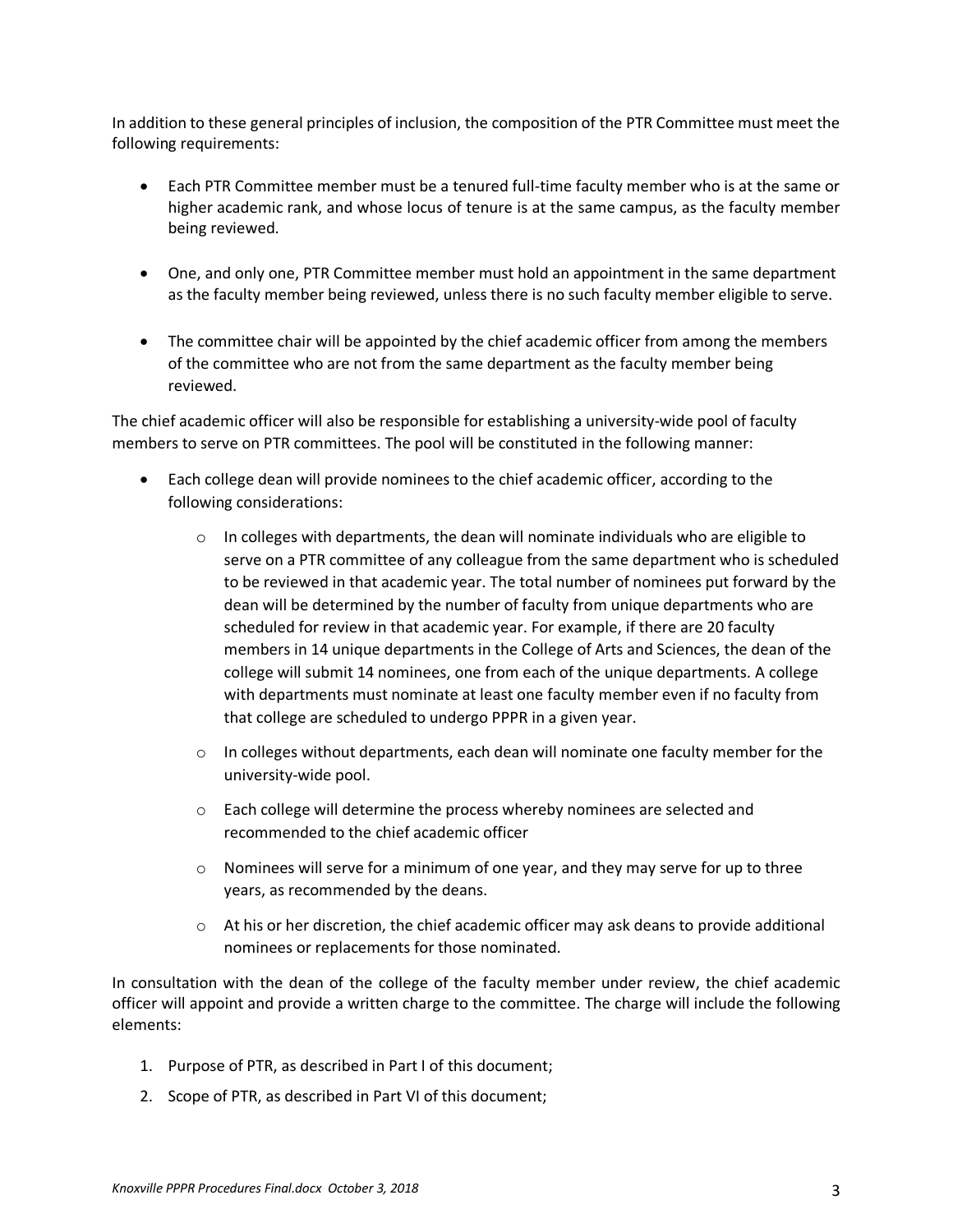In addition to these general principles of inclusion, the composition of the PTR Committee must meet the following requirements:

- Each PTR Committee member must be a tenured full-time faculty member who is at the same or higher academic rank, and whose locus of tenure is at the same campus, as the faculty member being reviewed.
- One, and only one, PTR Committee member must hold an appointment in the same department as the faculty member being reviewed, unless there is no such faculty member eligible to serve.
- The committee chair will be appointed by the chief academic officer from among the members of the committee who are not from the same department as the faculty member being reviewed.

The chief academic officer will also be responsible for establishing a university-wide pool of faculty members to serve on PTR committees. The pool will be constituted in the following manner:

- Each college dean will provide nominees to the chief academic officer, according to the following considerations:
    - In colleges with departments, the dean will nominate individuals who are eligible to serve on a PTR committee of any colleague from the same department who is scheduled to be reviewed in that academic year. The total number of nominees put forward by the dean will be determined by the number of faculty from unique departments who are scheduled for review in that academic year. For example, if there are 20 faculty members in 14 unique departments in the College of Arts and Sciences, the dean of the college will submit 14 nominees, one from each of the unique departments. A college with departments must nominate at least one faculty member even if no faculty from that college are scheduled to undergo PPPR in a given year.
    - In colleges without departments, each dean will nominate one faculty member for the university-wide pool.
    - Each college will determine the process whereby nominees are selected and recommended to the chief academic officer
    - Nominees will serve for a minimum of one year, and they may serve for up to three years, as recommended by the deans.
    - At his or her discretion, the chief academic officer may ask deans to provide additional nominees or replacements for those nominated.

In consultation with the dean of the college of the faculty member under review, the chief academic officer will appoint and provide a written charge to the committee. The charge will include the following elements:

1. Purpose of PTR, as described in Part I of this document;
2. Scope of PTR, as described in Part VI of this document;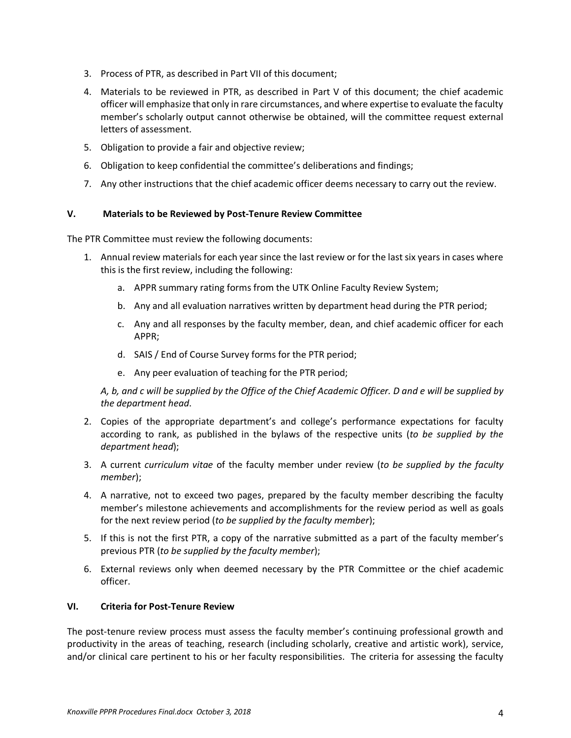3. Process of PTR, as described in Part VII of this document;
4. Materials to be reviewed in PTR, as described in Part V of this document; the chief academic officer will emphasize that only in rare circumstances, and where expertise to evaluate the faculty member's scholarly output cannot otherwise be obtained, will the committee request external letters of assessment.
5. Obligation to provide a fair and objective review;
6. Obligation to keep confidential the committee's deliberations and findings;
7. Any other instructions that the chief academic officer deems necessary to carry out the review.

## V. Materials to be Reviewed by Post-Tenure Review Committee

The PTR Committee must review the following documents:

1. Annual review materials for each year since the last review or for the last six years in cases where this is the first review, including the following:
   a. APPR summary rating forms from the UTK Online Faculty Review System;
   b. Any and all evaluation narratives written by department head during the PTR period;
   c. Any and all responses by the faculty member, dean, and chief academic officer for each APPR;
   d. SAIS / End of Course Survey forms for the PTR period;
   e. Any peer evaluation of teaching for the PTR period;

   *A, b, and c will be supplied by the Office of the Chief Academic Officer. D and e will be supplied by the department head*.
2. Copies of the appropriate department's and college's performance expectations for faculty according to rank, as published in the bylaws of the respective units (*to be supplied by the department head*);
3. A current *curriculum vitae* of the faculty member under review (*to be supplied by the faculty member*);
4. A narrative, not to exceed two pages, prepared by the faculty member describing the faculty member's milestone achievements and accomplishments for the review period as well as goals for the next review period (*to be supplied by the faculty member*);
5. If this is not the first PTR, a copy of the narrative submitted as a part of the faculty member's previous PTR (*to be supplied by the faculty member*);
6. External reviews only when deemed necessary by the PTR Committee or the chief academic officer.

## VI. Criteria for Post-Tenure Review

The post-tenure review process must assess the faculty member's continuing professional growth and productivity in the areas of teaching, research (including scholarly, creative and artistic work), service, and/or clinical care pertinent to his or her faculty responsibilities. The criteria for assessing the faculty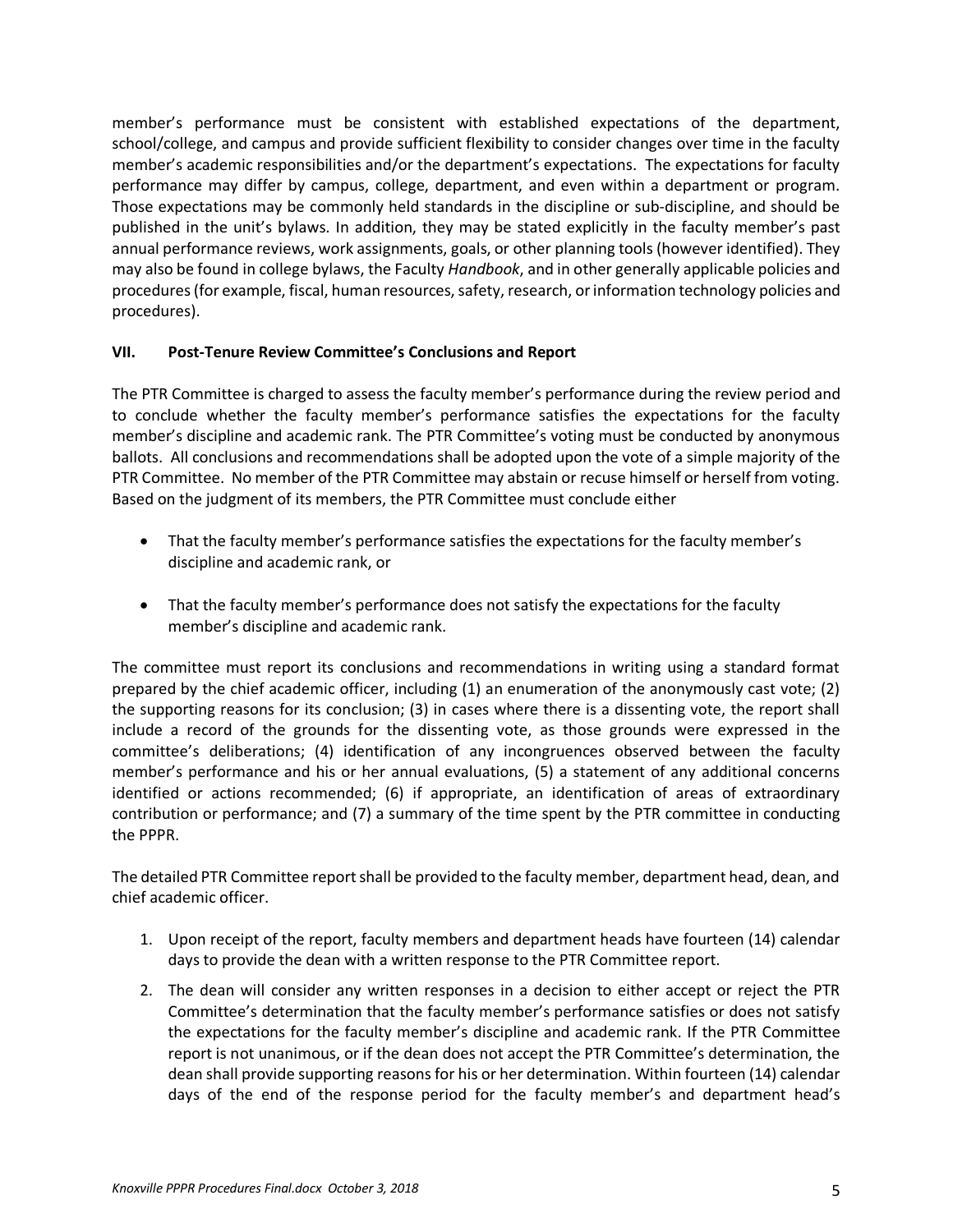member's performance must be consistent with established expectations of the department, school/college, and campus and provide sufficient flexibility to consider changes over time in the faculty member's academic responsibilities and/or the department's expectations. The expectations for faculty performance may differ by campus, college, department, and even within a department or program. Those expectations may be commonly held standards in the discipline or sub-discipline, and should be published in the unit's bylaws. In addition, they may be stated explicitly in the faculty member's past annual performance reviews, work assignments, goals, or other planning tools (however identified). They may also be found in college bylaws, the Faculty *Handbook*, and in other generally applicable policies and procedures (for example, fiscal, human resources, safety, research, or information technology policies and procedures).

## VII. Post-Tenure Review Committee's Conclusions and Report

The PTR Committee is charged to assess the faculty member's performance during the review period and to conclude whether the faculty member's performance satisfies the expectations for the faculty member's discipline and academic rank. The PTR Committee's voting must be conducted by anonymous ballots. All conclusions and recommendations shall be adopted upon the vote of a simple majority of the PTR Committee. No member of the PTR Committee may abstain or recuse himself or herself from voting. Based on the judgment of its members, the PTR Committee must conclude either

- That the faculty member's performance satisfies the expectations for the faculty member's discipline and academic rank, or
- That the faculty member's performance does not satisfy the expectations for the faculty member's discipline and academic rank.

The committee must report its conclusions and recommendations in writing using a standard format prepared by the chief academic officer, including (1) an enumeration of the anonymously cast vote; (2) the supporting reasons for its conclusion; (3) in cases where there is a dissenting vote, the report shall include a record of the grounds for the dissenting vote, as those grounds were expressed in the committee's deliberations; (4) identification of any incongruences observed between the faculty member's performance and his or her annual evaluations, (5) a statement of any additional concerns identified or actions recommended; (6) if appropriate, an identification of areas of extraordinary contribution or performance; and (7) a summary of the time spent by the PTR committee in conducting the PPPR.

The detailed PTR Committee report shall be provided to the faculty member, department head, dean, and chief academic officer.

1. Upon receipt of the report, faculty members and department heads have fourteen (14) calendar days to provide the dean with a written response to the PTR Committee report.
2. The dean will consider any written responses in a decision to either accept or reject the PTR Committee's determination that the faculty member's performance satisfies or does not satisfy the expectations for the faculty member's discipline and academic rank. If the PTR Committee report is not unanimous, or if the dean does not accept the PTR Committee's determination, the dean shall provide supporting reasons for his or her determination. Within fourteen (14) calendar days of the end of the response period for the faculty member's and department head's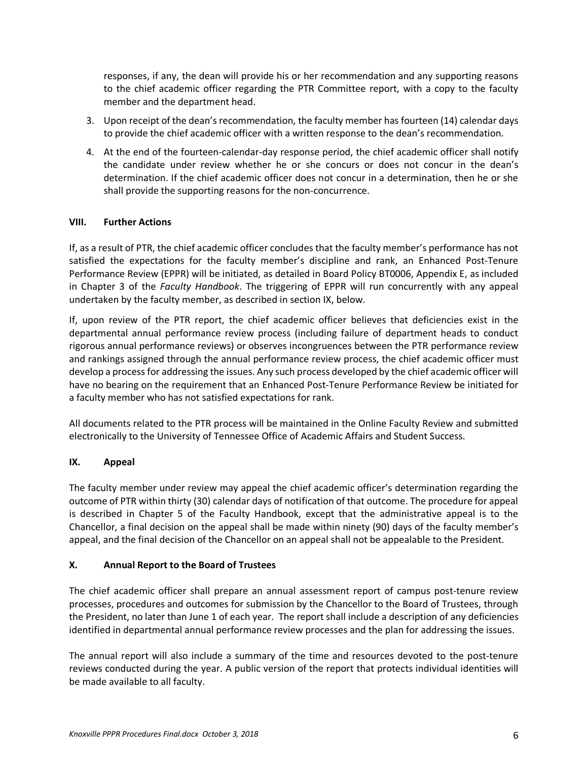responses, if any, the dean will provide his or her recommendation and any supporting reasons to the chief academic officer regarding the PTR Committee report, with a copy to the faculty member and the department head.

3. Upon receipt of the dean's recommendation, the faculty member has fourteen (14) calendar days to provide the chief academic officer with a written response to the dean's recommendation.
4. At the end of the fourteen-calendar-day response period, the chief academic officer shall notify the candidate under review whether he or she concurs or does not concur in the dean's determination. If the chief academic officer does not concur in a determination, then he or she shall provide the supporting reasons for the non-concurrence.

## VIII. Further Actions

If, as a result of PTR, the chief academic officer concludes that the faculty member's performance has not satisfied the expectations for the faculty member's discipline and rank, an Enhanced Post-Tenure Performance Review (EPPR) will be initiated, as detailed in Board Policy BT0006, Appendix E, as included in Chapter 3 of the *Faculty Handbook*. The triggering of EPPR will run concurrently with any appeal undertaken by the faculty member, as described in section IX, below.

If, upon review of the PTR report, the chief academic officer believes that deficiencies exist in the departmental annual performance review process (including failure of department heads to conduct rigorous annual performance reviews) or observes incongruences between the PTR performance review and rankings assigned through the annual performance review process, the chief academic officer must develop a process for addressing the issues. Any such process developed by the chief academic officer will have no bearing on the requirement that an Enhanced Post-Tenure Performance Review be initiated for a faculty member who has not satisfied expectations for rank.

All documents related to the PTR process will be maintained in the Online Faculty Review and submitted electronically to the University of Tennessee Office of Academic Affairs and Student Success.

## IX. Appeal

The faculty member under review may appeal the chief academic officer's determination regarding the outcome of PTR within thirty (30) calendar days of notification of that outcome. The procedure for appeal is described in Chapter 5 of the Faculty Handbook, except that the administrative appeal is to the Chancellor, a final decision on the appeal shall be made within ninety (90) days of the faculty member's appeal, and the final decision of the Chancellor on an appeal shall not be appealable to the President.

## X. Annual Report to the Board of Trustees

The chief academic officer shall prepare an annual assessment report of campus post-tenure review processes, procedures and outcomes for submission by the Chancellor to the Board of Trustees, through the President, no later than June 1 of each year. The report shall include a description of any deficiencies identified in departmental annual performance review processes and the plan for addressing the issues.

The annual report will also include a summary of the time and resources devoted to the post-tenure reviews conducted during the year. A public version of the report that protects individual identities will be made available to all faculty.